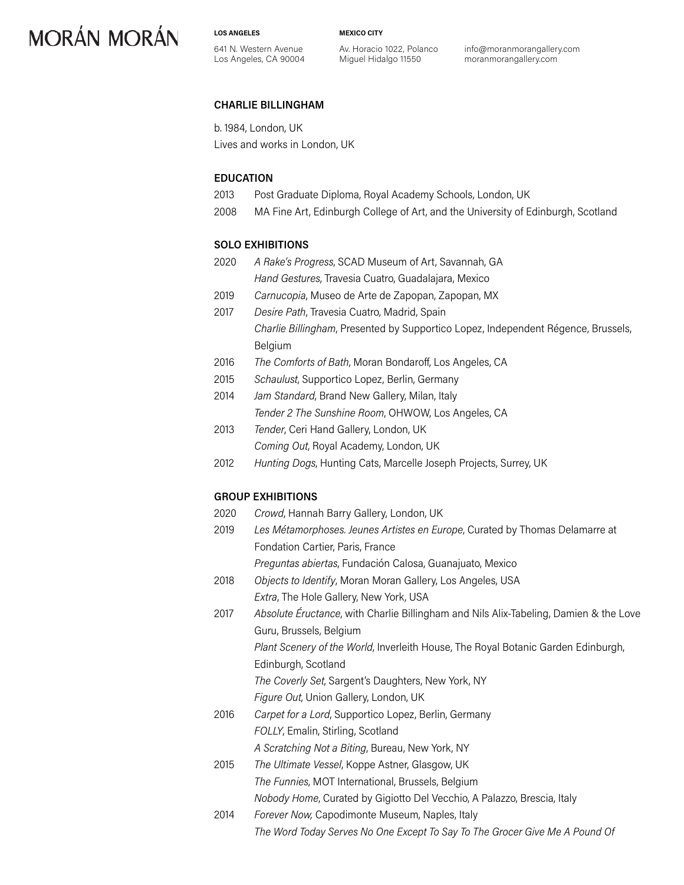# MORÁN MORÁN

**LOS ANGELES**
641 N. Western Avenue
Los Angeles, CA 90004

**MEXICO CITY**
Av. Horacio 1022, Polanco
Miguel Hidalgo 11550

info@moranmorangallery.com
moranmorangallery.com

## CHARLIE BILLINGHAM

b. 1984, London, UK
Lives and works in London, UK

### EDUCATION

2013 Post Graduate Diploma, Royal Academy Schools, London, UK
2008 MA Fine Art, Edinburgh College of Art, and the University of Edinburgh, Scotland

### SOLO EXHIBITIONS

2020 *A Rake's Progress*, SCAD Museum of Art, Savannah, GA
*Hand Gestures*, Travesia Cuatro, Guadalajara, Mexico
2019 *Carnucopia*, Museo de Arte de Zapopan, Zapopan, MX
2017 *Desire Path*, Travesia Cuatro, Madrid, Spain
*Charlie Billingham*, Presented by Supportico Lopez, Independent Régence, Brussels, Belgium
2016 *The Comforts of Bath*, Moran Bondaroff, Los Angeles, CA
2015 *Schaulust*, Supportico Lopez, Berlin, Germany
2014 *Jam Standard*, Brand New Gallery, Milan, Italy
*Tender 2 The Sunshine Room*, OHWOW, Los Angeles, CA
2013 *Tender*, Ceri Hand Gallery, London, UK
*Coming Out*, Royal Academy, London, UK
2012 *Hunting Dogs*, Hunting Cats, Marcelle Joseph Projects, Surrey, UK

### GROUP EXHIBITIONS

2020 *Crowd*, Hannah Barry Gallery, London, UK
2019 *Les Métamorphoses. Jeunes Artistes en Europe*, Curated by Thomas Delamarre at Fondation Cartier, Paris, France
*Preguntas abiertas*, Fundación Calosa, Guanajuato, Mexico
2018 *Objects to Identify*, Moran Moran Gallery, Los Angeles, USA
*Extra*, The Hole Gallery, New York, USA
2017 *Absolute Éructance*, with Charlie Billingham and Nils Alix-Tabeling, Damien & the Love Guru, Brussels, Belgium
*Plant Scenery of the World*, Inverleith House, The Royal Botanic Garden Edinburgh, Edinburgh, Scotland
*The Coverly Set*, Sargent's Daughters, New York, NY
*Figure Out*, Union Gallery, London, UK
2016 *Carpet for a Lord*, Supportico Lopez, Berlin, Germany
*FOLLY*, Emalin, Stirling, Scotland
*A Scratching Not a Biting*, Bureau, New York, NY
2015 *The Ultimate Vessel*, Koppe Astner, Glasgow, UK
*The Funnies*, MOT International, Brussels, Belgium
*Nobody Home*, Curated by Gigiotto Del Vecchio, A Palazzo, Brescia, Italy
2014 *Forever Now,* Capodimonte Museum, Naples, Italy
*The Word Today Serves No One Except To Say To The Grocer Give Me A Pound Of*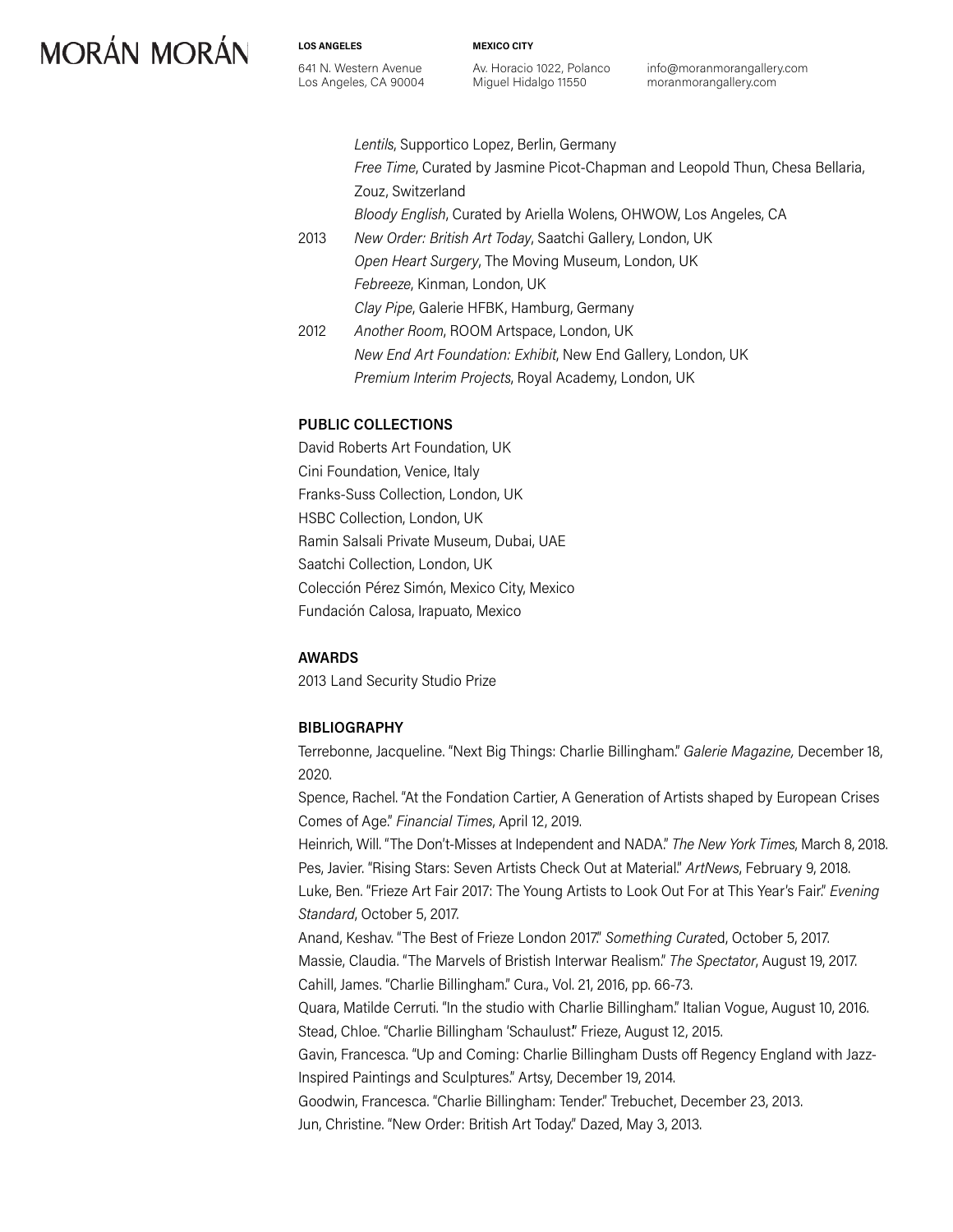*Lentils*, Supportico Lopez, Berlin, Germany
*Free Time*, Curated by Jasmine Picot-Chapman and Leopold Thun, Chesa Bellaria, Zouz, Switzerland
*Bloody English*, Curated by Ariella Wolens, OHWOW, Los Angeles, CA

2013 *New Order: British Art Today*, Saatchi Gallery, London, UK
*Open Heart Surgery*, The Moving Museum, London, UK
*Febreeze*, Kinman, London, UK
*Clay Pipe*, Galerie HFBK, Hamburg, Germany

2012 *Another Room*, ROOM Artspace, London, UK
*New End Art Foundation: Exhibit*, New End Gallery, London, UK
*Premium Interim Projects*, Royal Academy, London, UK

**PUBLIC COLLECTIONS**

David Roberts Art Foundation, UK
Cini Foundation, Venice, Italy
Franks-Suss Collection, London, UK
HSBC Collection, London, UK
Ramin Salsali Private Museum, Dubai, UAE
Saatchi Collection, London, UK
Colección Pérez Simón, Mexico City, Mexico
Fundación Calosa, Irapuato, Mexico

**AWARDS**

2013 Land Security Studio Prize

**BIBLIOGRAPHY**

Terrebonne, Jacqueline. "Next Big Things: Charlie Billingham." *Galerie Magazine,* December 18, 2020.
Spence, Rachel. "At the Fondation Cartier, A Generation of Artists shaped by European Crises Comes of Age." *Financial Times*, April 12, 2019.
Heinrich, Will. "The Don't-Misses at Independent and NADA." *The New York Times*, March 8, 2018.
Pes, Javier. "Rising Stars: Seven Artists Check Out at Material." *ArtNews*, February 9, 2018.
Luke, Ben. "Frieze Art Fair 2017: The Young Artists to Look Out For at This Year's Fair." *Evening Standard*, October 5, 2017.
Anand, Keshav. "The Best of Frieze London 2017." *Something Curate*d, October 5, 2017.
Massie, Claudia. "The Marvels of Bristish Interwar Realism." *The Spectator*, August 19, 2017.
Cahill, James. "Charlie Billingham." Cura., Vol. 21, 2016, pp. 66-73.
Quara, Matilde Cerruti. "In the studio with Charlie Billingham." Italian Vogue, August 10, 2016.
Stead, Chloe. "Charlie Billingham 'Schaulust'." Frieze, August 12, 2015.
Gavin, Francesca. "Up and Coming: Charlie Billingham Dusts off Regency England with Jazz-Inspired Paintings and Sculptures." Artsy, December 19, 2014.
Goodwin, Francesca. "Charlie Billingham: Tender." Trebuchet, December 23, 2013.
Jun, Christine. "New Order: British Art Today." Dazed, May 3, 2013.